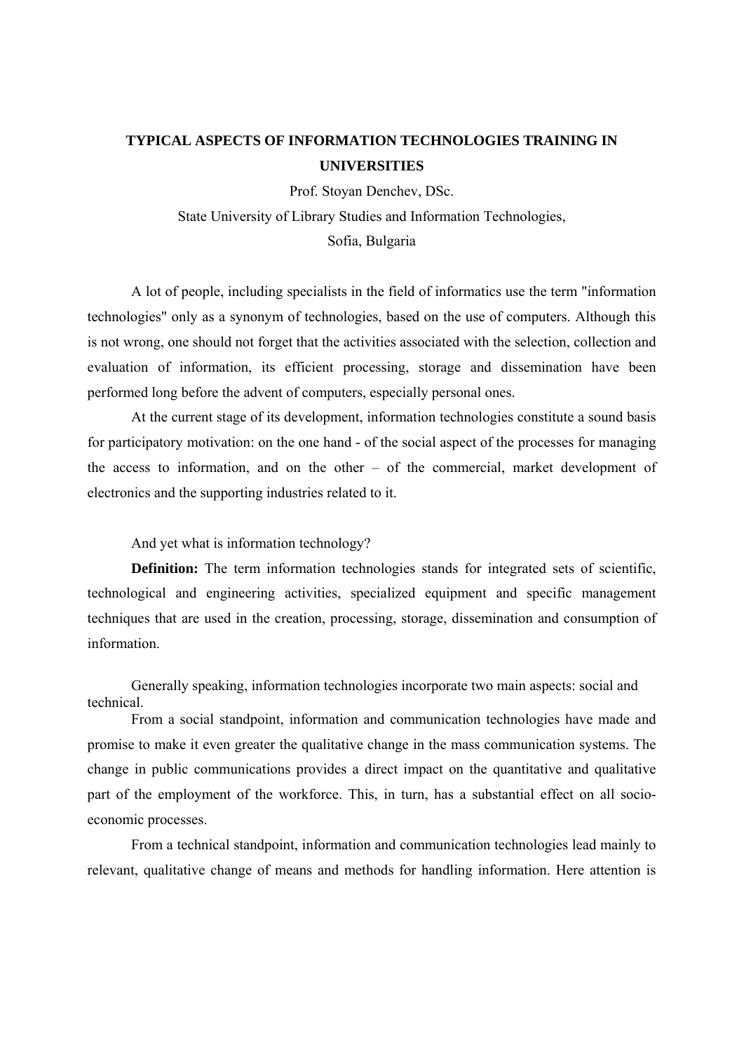# TYPICAL ASPECTS OF INFORMATION TECHNOLOGIES TRAINING IN UNIVERSITIES

Prof. Stoyan Denchev, DSc.

State University of Library Studies and Information Technologies,

Sofia, Bulgaria

A lot of people, including specialists in the field of informatics use the term "information technologies" only as a synonym of technologies, based on the use of computers. Although this is not wrong, one should not forget that the activities associated with the selection, collection and evaluation of information, its efficient processing, storage and dissemination have been performed long before the advent of computers, especially personal ones.

At the current stage of its development, information technologies constitute a sound basis for participatory motivation: on the one hand - of the social aspect of the processes for managing the access to information, and on the other – of the commercial, market development of electronics and the supporting industries related to it.

And yet what is information technology?

**Definition:** The term information technologies stands for integrated sets of scientific, technological and engineering activities, specialized equipment and specific management techniques that are used in the creation, processing, storage, dissemination and consumption of information.

Generally speaking, information technologies incorporate two main aspects: social and technical.

From a social standpoint, information and communication technologies have made and promise to make it even greater the qualitative change in the mass communication systems. The change in public communications provides a direct impact on the quantitative and qualitative part of the employment of the workforce. This, in turn, has a substantial effect on all socio-economic processes.

From a technical standpoint, information and communication technologies lead mainly to relevant, qualitative change of means and methods for handling information. Here attention is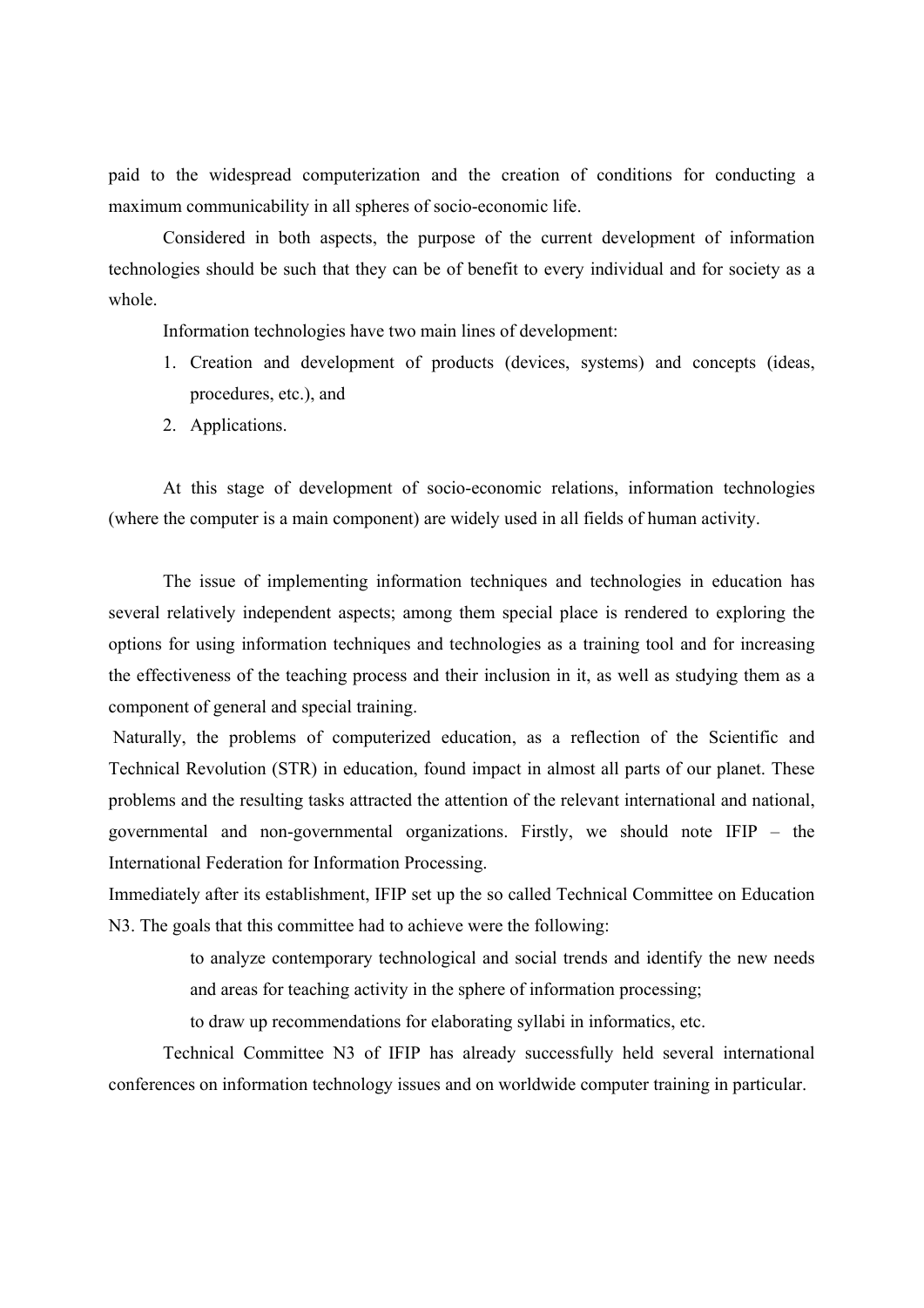paid to the widespread computerization and the creation of conditions for conducting a maximum communicability in all spheres of socio-economic life.

Considered in both aspects, the purpose of the current development of information technologies should be such that they can be of benefit to every individual and for society as a whole.

Information technologies have two main lines of development:

1. Creation and development of products (devices, systems) and concepts (ideas, procedures, etc.), and
2. Applications.

At this stage of development of socio-economic relations, information technologies (where the computer is a main component) are widely used in all fields of human activity.

The issue of implementing information techniques and technologies in education has several relatively independent aspects; among them special place is rendered to exploring the options for using information techniques and technologies as a training tool and for increasing the effectiveness of the teaching process and their inclusion in it, as well as studying them as a component of general and special training.

Naturally, the problems of computerized education, as a reflection of the Scientific and Technical Revolution (STR) in education, found impact in almost all parts of our planet. These problems and the resulting tasks attracted the attention of the relevant international and national, governmental and non-governmental organizations. Firstly, we should note IFIP – the International Federation for Information Processing.

Immediately after its establishment, IFIP set up the so called Technical Committee on Education N3. The goals that this committee had to achieve were the following:

to analyze contemporary technological and social trends and identify the new needs and areas for teaching activity in the sphere of information processing;

to draw up recommendations for elaborating syllabi in informatics, etc.

Technical Committee N3 of IFIP has already successfully held several international conferences on information technology issues and on worldwide computer training in particular.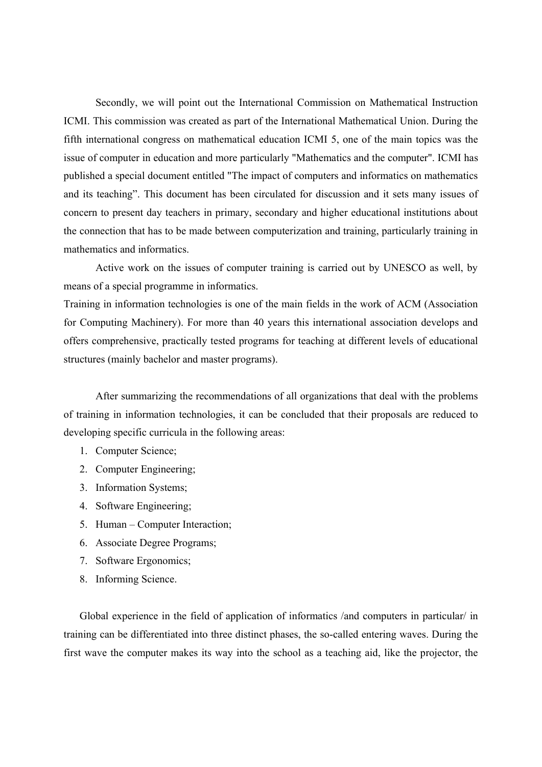Secondly, we will point out the International Commission on Mathematical Instruction ICMI. This commission was created as part of the International Mathematical Union. During the fifth international congress on mathematical education ICMI 5, one of the main topics was the issue of computer in education and more particularly "Mathematics and the computer". ICMI has published a special document entitled "The impact of computers and informatics on mathematics and its teaching". This document has been circulated for discussion and it sets many issues of concern to present day teachers in primary, secondary and higher educational institutions about the connection that has to be made between computerization and training, particularly training in mathematics and informatics.

Active work on the issues of computer training is carried out by UNESCO as well, by means of a special programme in informatics.

Training in information technologies is one of the main fields in the work of ACM (Association for Computing Machinery). For more than 40 years this international association develops and offers comprehensive, practically tested programs for teaching at different levels of educational structures (mainly bachelor and master programs).

After summarizing the recommendations of all organizations that deal with the problems of training in information technologies, it can be concluded that their proposals are reduced to developing specific curricula in the following areas:

1. Computer Science;
2. Computer Engineering;
3. Information Systems;
4. Software Engineering;
5. Human – Computer Interaction;
6. Associate Degree Programs;
7. Software Ergonomics;
8. Informing Science.

Global experience in the field of application of informatics /and computers in particular/ in training can be differentiated into three distinct phases, the so-called entering waves. During the first wave the computer makes its way into the school as a teaching aid, like the projector, the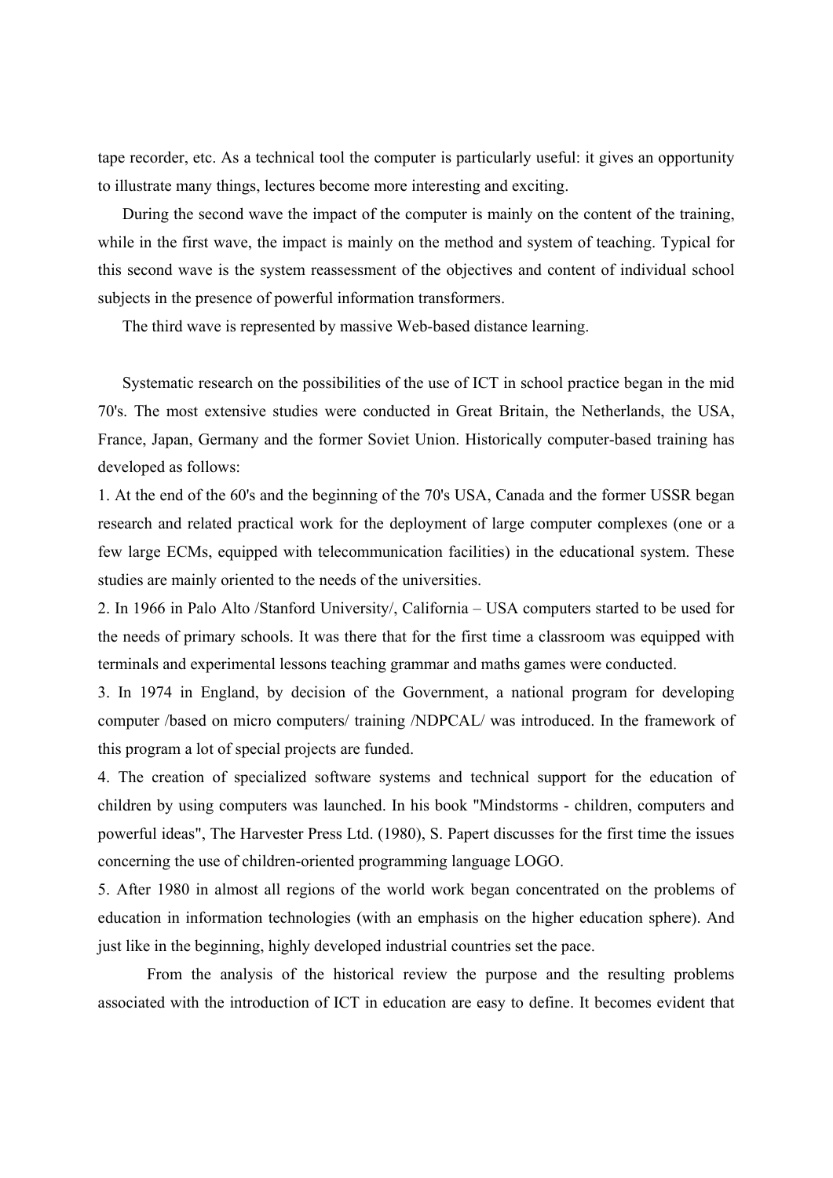tape recorder, etc. As a technical tool the computer is particularly useful: it gives an opportunity to illustrate many things, lectures become more interesting and exciting.

During the second wave the impact of the computer is mainly on the content of the training, while in the first wave, the impact is mainly on the method and system of teaching. Typical for this second wave is the system reassessment of the objectives and content of individual school subjects in the presence of powerful information transformers.

The third wave is represented by massive Web-based distance learning.

Systematic research on the possibilities of the use of ICT in school practice began in the mid 70's. The most extensive studies were conducted in Great Britain, the Netherlands, the USA, France, Japan, Germany and the former Soviet Union. Historically computer-based training has developed as follows:

1. At the end of the 60's and the beginning of the 70's USA, Canada and the former USSR began research and related practical work for the deployment of large computer complexes (one or a few large ECMs, equipped with telecommunication facilities) in the educational system. These studies are mainly oriented to the needs of the universities.
2. In 1966 in Palo Alto /Stanford University/, California – USA computers started to be used for the needs of primary schools. It was there that for the first time a classroom was equipped with terminals and experimental lessons teaching grammar and maths games were conducted.
3. In 1974 in England, by decision of the Government, a national program for developing computer /based on micro computers/ training /NDPCAL/ was introduced. In the framework of this program a lot of special projects are funded.
4. The creation of specialized software systems and technical support for the education of children by using computers was launched. In his book "Mindstorms - children, computers and powerful ideas", The Harvester Press Ltd. (1980), S. Papert discusses for the first time the issues concerning the use of children-oriented programming language LOGO.
5. After 1980 in almost all regions of the world work began concentrated on the problems of education in information technologies (with an emphasis on the higher education sphere). And just like in the beginning, highly developed industrial countries set the pace.

From the analysis of the historical review the purpose and the resulting problems associated with the introduction of ICT in education are easy to define. It becomes evident that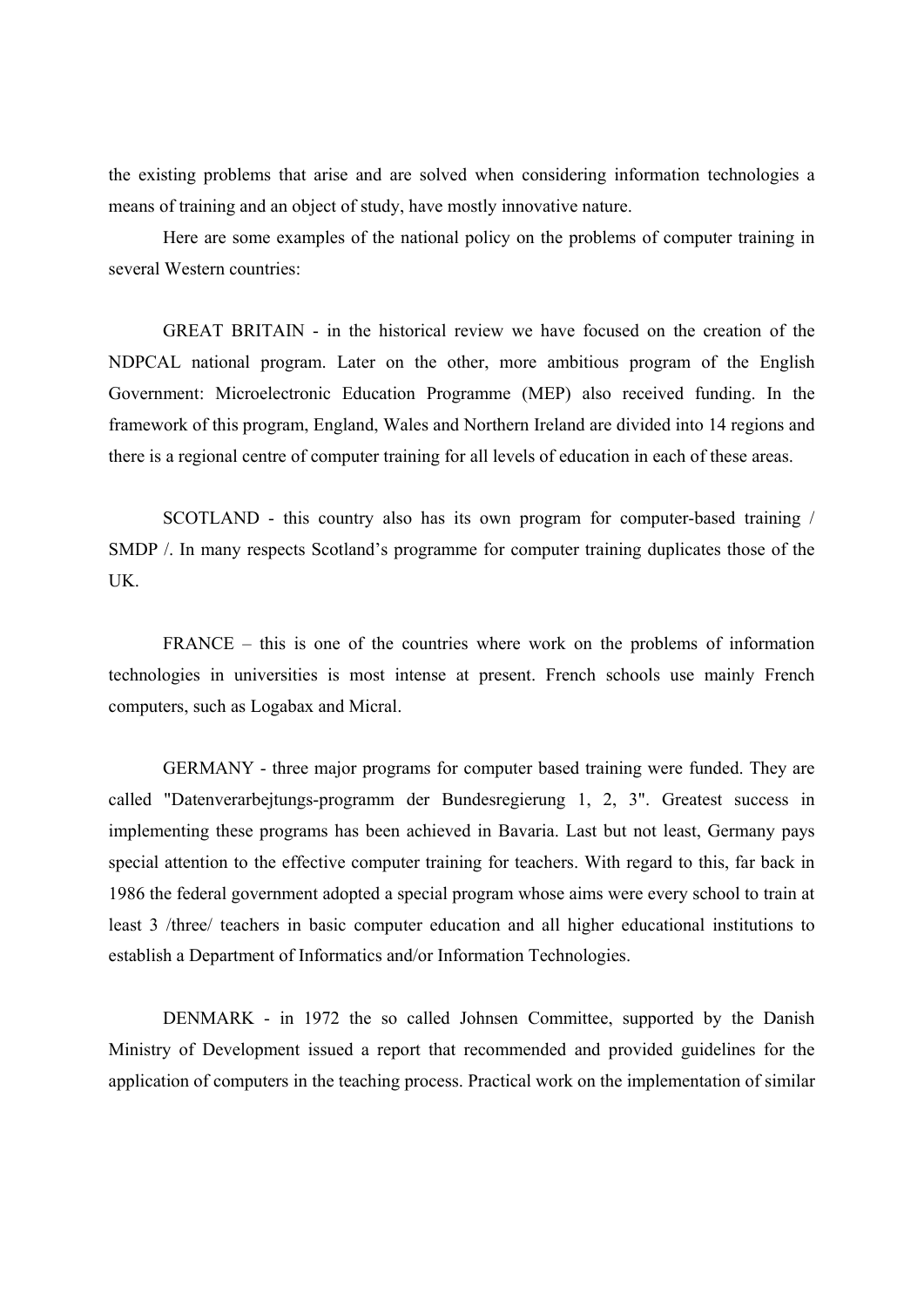the existing problems that arise and are solved when considering information technologies a means of training and an object of study, have mostly innovative nature.

Here are some examples of the national policy on the problems of computer training in several Western countries:

GREAT BRITAIN - in the historical review we have focused on the creation of the NDPCAL national program. Later on the other, more ambitious program of the English Government: Microelectronic Education Programme (MEP) also received funding. In the framework of this program, England, Wales and Northern Ireland are divided into 14 regions and there is a regional centre of computer training for all levels of education in each of these areas.

SCOTLAND - this country also has its own program for computer-based training / SMDP /. In many respects Scotland's programme for computer training duplicates those of the UK.

FRANCE – this is one of the countries where work on the problems of information technologies in universities is most intense at present. French schools use mainly French computers, such as Logabax and Micral.

GERMANY - three major programs for computer based training were funded. They are called "Datenverarbejtungs-programm der Bundesregierung 1, 2, 3". Greatest success in implementing these programs has been achieved in Bavaria. Last but not least, Germany pays special attention to the effective computer training for teachers. With regard to this, far back in 1986 the federal government adopted a special program whose aims were every school to train at least 3 /three/ teachers in basic computer education and all higher educational institutions to establish a Department of Informatics and/or Information Technologies.

DENMARK - in 1972 the so called Johnsen Committee, supported by the Danish Ministry of Development issued a report that recommended and provided guidelines for the application of computers in the teaching process. Practical work on the implementation of similar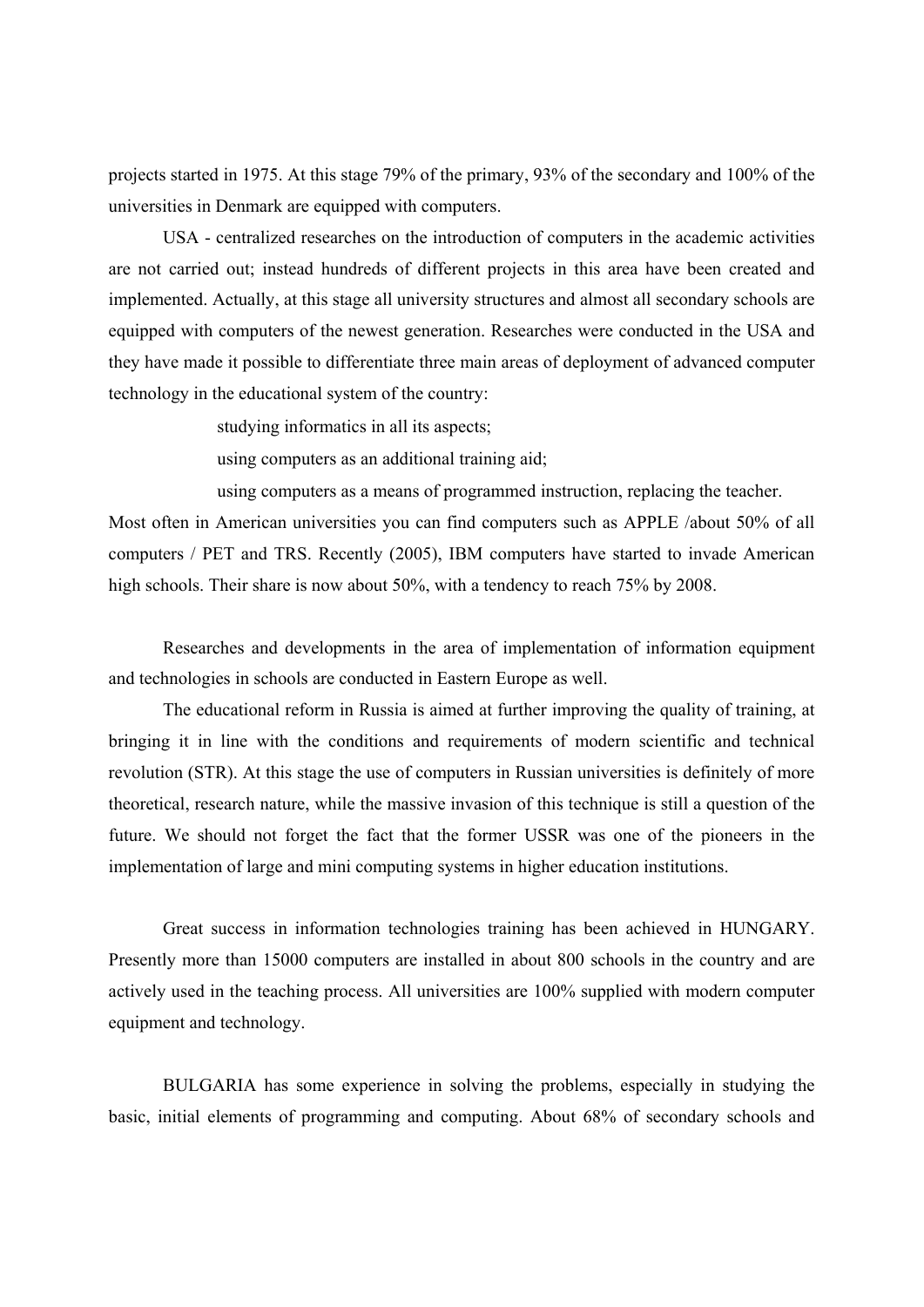projects started in 1975. At this stage 79% of the primary, 93% of the secondary and 100% of the universities in Denmark are equipped with computers.

USA - centralized researches on the introduction of computers in the academic activities are not carried out; instead hundreds of different projects in this area have been created and implemented. Actually, at this stage all university structures and almost all secondary schools are equipped with computers of the newest generation. Researches were conducted in the USA and they have made it possible to differentiate three main areas of deployment of advanced computer technology in the educational system of the country:

- studying informatics in all its aspects;
- using computers as an additional training aid;
- using computers as a means of programmed instruction, replacing the teacher.

Most often in American universities you can find computers such as APPLE /about 50% of all computers / PET and TRS. Recently (2005), IBM computers have started to invade American high schools. Their share is now about 50%, with a tendency to reach 75% by 2008.

Researches and developments in the area of implementation of information equipment and technologies in schools are conducted in Eastern Europe as well.

The educational reform in Russia is aimed at further improving the quality of training, at bringing it in line with the conditions and requirements of modern scientific and technical revolution (STR). At this stage the use of computers in Russian universities is definitely of more theoretical, research nature, while the massive invasion of this technique is still a question of the future. We should not forget the fact that the former USSR was one of the pioneers in the implementation of large and mini computing systems in higher education institutions.

Great success in information technologies training has been achieved in HUNGARY. Presently more than 15000 computers are installed in about 800 schools in the country and are actively used in the teaching process. All universities are 100% supplied with modern computer equipment and technology.

BULGARIA has some experience in solving the problems, especially in studying the basic, initial elements of programming and computing. About 68% of secondary schools and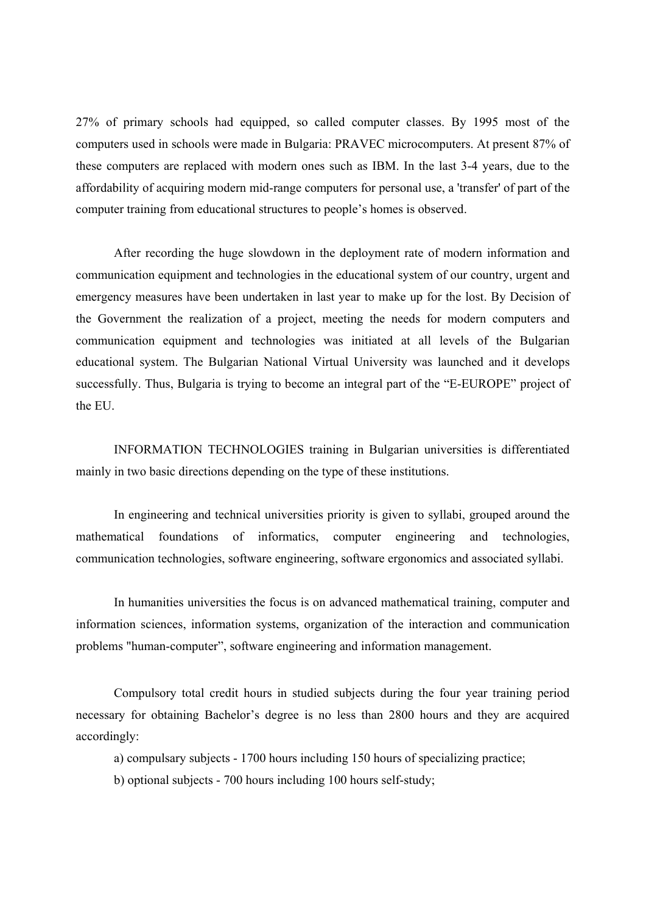27% of primary schools had equipped, so called computer classes. By 1995 most of the computers used in schools were made in Bulgaria: PRAVEC microcomputers. At present 87% of these computers are replaced with modern ones such as IBM. In the last 3-4 years, due to the affordability of acquiring modern mid-range computers for personal use, a 'transfer' of part of the computer training from educational structures to people's homes is observed.

After recording the huge slowdown in the deployment rate of modern information and communication equipment and technologies in the educational system of our country, urgent and emergency measures have been undertaken in last year to make up for the lost. By Decision of the Government the realization of a project, meeting the needs for modern computers and communication equipment and technologies was initiated at all levels of the Bulgarian educational system. The Bulgarian National Virtual University was launched and it develops successfully. Thus, Bulgaria is trying to become an integral part of the "E-EUROPE" project of the EU.

INFORMATION TECHNOLOGIES training in Bulgarian universities is differentiated mainly in two basic directions depending on the type of these institutions.

In engineering and technical universities priority is given to syllabi, grouped around the mathematical foundations of informatics, computer engineering and technologies, communication technologies, software engineering, software ergonomics and associated syllabi.

In humanities universities the focus is on advanced mathematical training, computer and information sciences, information systems, organization of the interaction and communication problems "human-computer", software engineering and information management.

Compulsory total credit hours in studied subjects during the four year training period necessary for obtaining Bachelor's degree is no less than 2800 hours and they are acquired accordingly:

a) compulsary subjects - 1700 hours including 150 hours of specializing practice;

b) optional subjects - 700 hours including 100 hours self-study;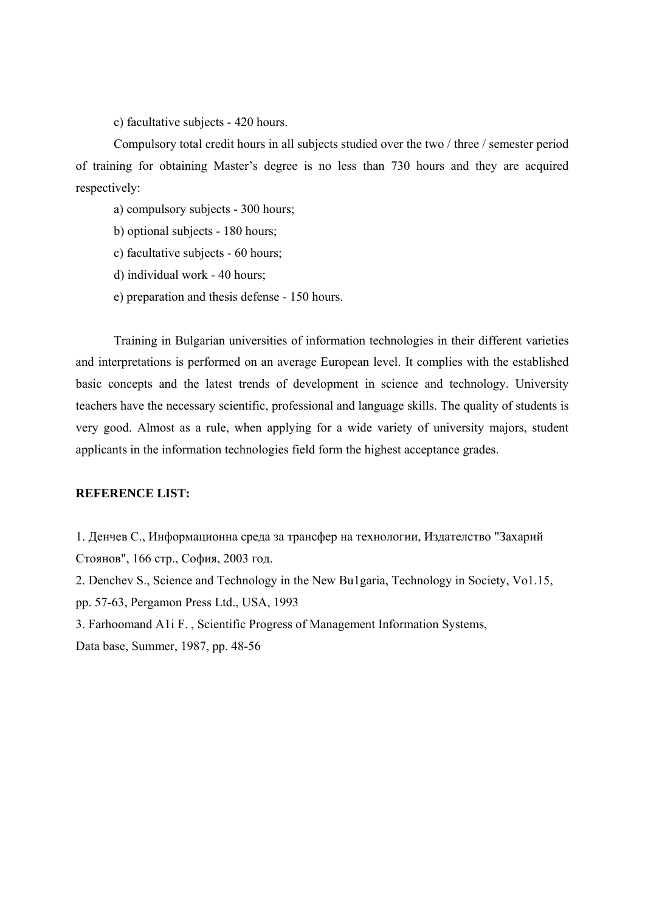c) facultative subjects - 420 hours.

Compulsory total credit hours in all subjects studied over the two / three / semester period of training for obtaining Master's degree is no less than 730 hours and they are acquired respectively:

a) compulsory subjects - 300 hours;

b) optional subjects - 180 hours;

c) facultative subjects - 60 hours;

d) individual work - 40 hours;

e) preparation and thesis defense - 150 hours.

Training in Bulgarian universities of information technologies in their different varieties and interpretations is performed on an average European level. It complies with the established basic concepts and the latest trends of development in science and technology. University teachers have the necessary scientific, professional and language skills. The quality of students is very good. Almost as a rule, when applying for a wide variety of university majors, student applicants in the information technologies field form the highest acceptance grades.

**REFERENCE LIST:**

1. Денчев С., Информационна среда за трансфер на технологии, Издателство "Захарий Стоянов", 166 стр., София, 2003 год.
2. Denchev S., Science and Technology in the New Bu1garia, Technology in Society, Vo1.15, pp. 57-63, Pergamon Press Ltd., USA, 1993
3. Farhoomand A1i F. , Scientific Progress of Management Information Systems, Data base, Summer, 1987, pp. 48-56